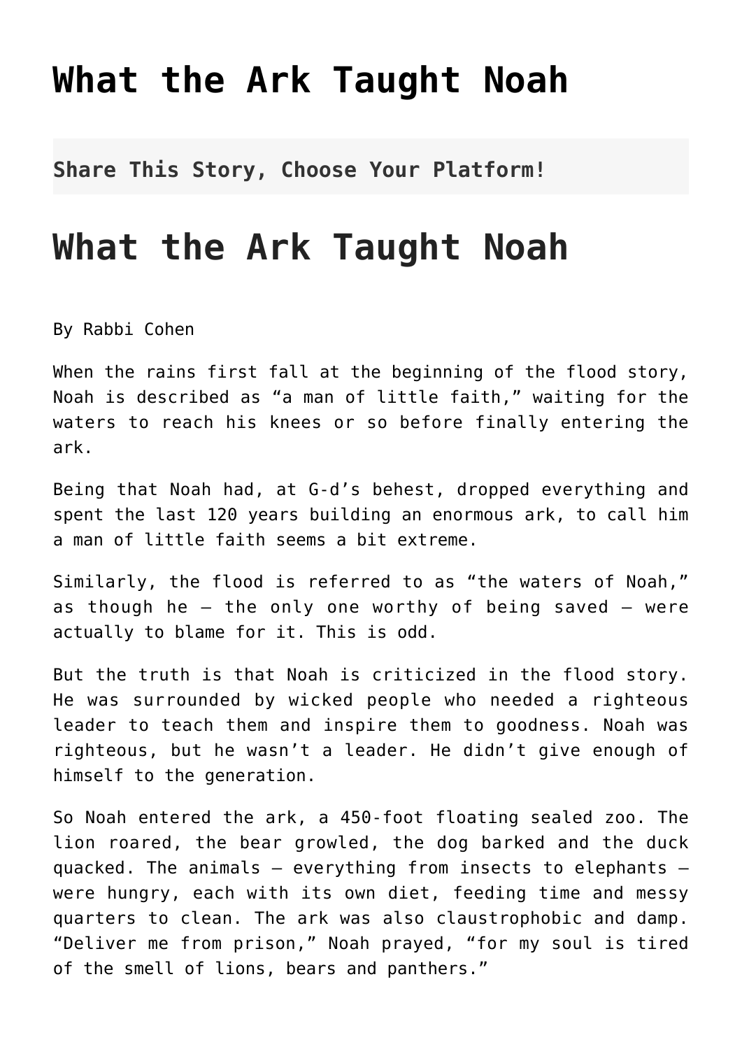# What the Ark Taught Noah

**Share This Story, Choose Your Platform!**

# What the Ark Taught Noah

By Rabbi Cohen

When the rains first fall at the beginning of the flood story, Noah is described as "a man of little faith," waiting for the waters to reach his knees or so before finally entering the ark.

Being that Noah had, at G-d's behest, dropped everything and spent the last 120 years building an enormous ark, to call him a man of little faith seems a bit extreme.

Similarly, the flood is referred to as "the waters of Noah," as though he – the only one worthy of being saved – were actually to blame for it. This is odd.

But the truth is that Noah is criticized in the flood story. He was surrounded by wicked people who needed a righteous leader to teach them and inspire them to goodness. Noah was righteous, but he wasn't a leader. He didn't give enough of himself to the generation.

So Noah entered the ark, a 450-foot floating sealed zoo. The lion roared, the bear growled, the dog barked and the duck quacked. The animals – everything from insects to elephants – were hungry, each with its own diet, feeding time and messy quarters to clean. The ark was also claustrophobic and damp. "Deliver me from prison," Noah prayed, "for my soul is tired of the smell of lions, bears and panthers."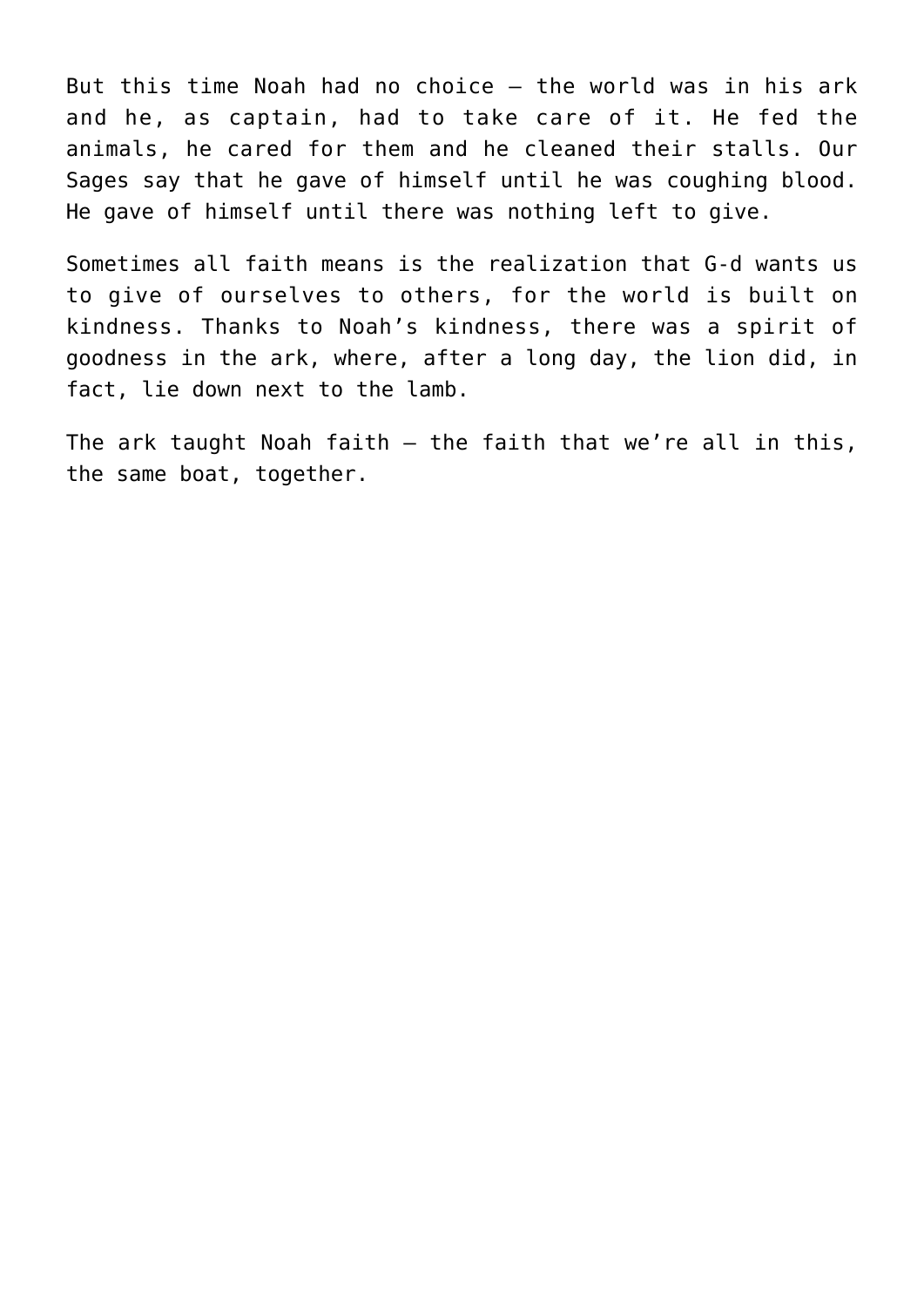But this time Noah had no choice – the world was in his ark and he, as captain, had to take care of it. He fed the animals, he cared for them and he cleaned their stalls. Our Sages say that he gave of himself until he was coughing blood. He gave of himself until there was nothing left to give.

Sometimes all faith means is the realization that G-d wants us to give of ourselves to others, for the world is built on kindness. Thanks to Noah's kindness, there was a spirit of goodness in the ark, where, after a long day, the lion did, in fact, lie down next to the lamb.

The ark taught Noah faith – the faith that we're all in this, the same boat, together.